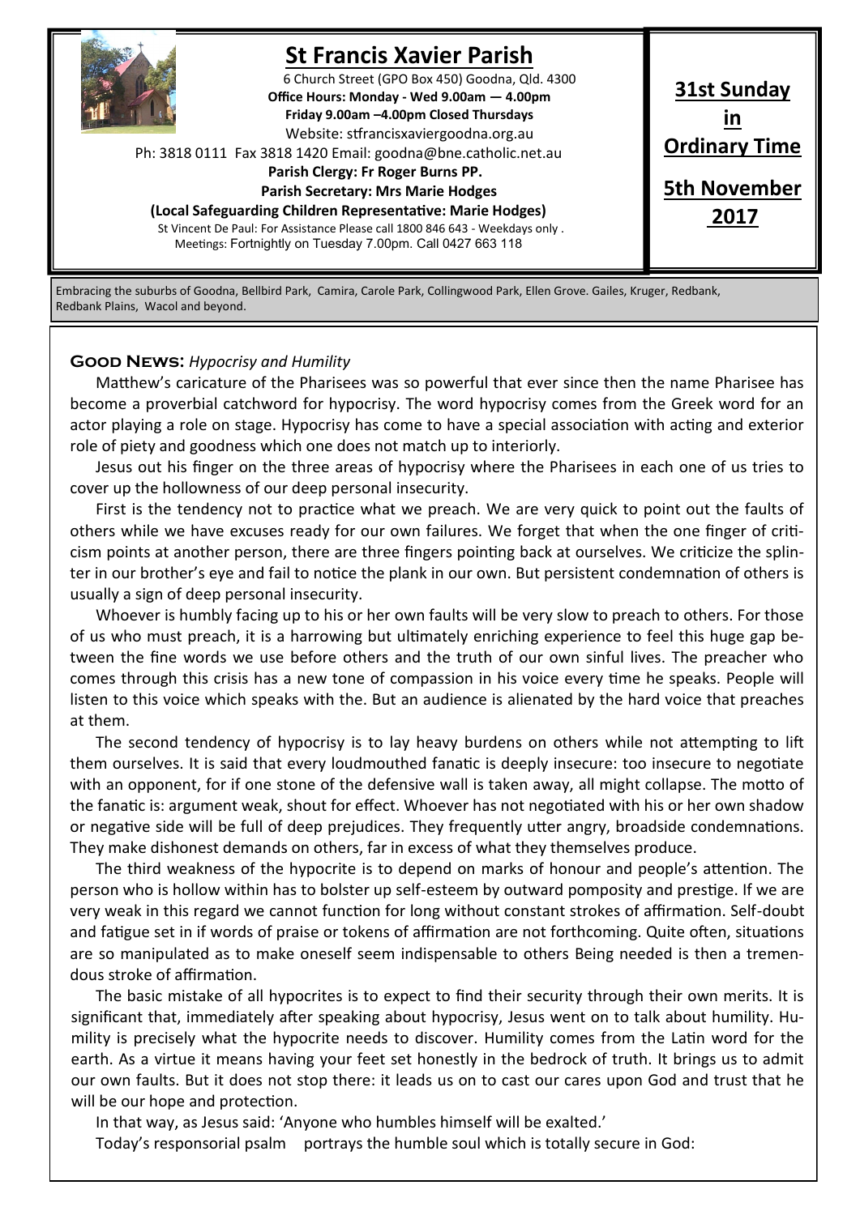# St Francis Xavier Parish

6 Church Street (GPO Box 450) Goodna, Qld. 4300

**Office Hours: Monday - Wed 9.00am — 4.00pm**

**Friday 9.00am –4.00pm Closed Thursdays**

Website: stfrancisxaviergoodna.org.au

Ph: 3818 0111 Fax 3818 1420 Email: goodna@bne.catholic.net.au

**Parish Clergy: Fr Roger Burns PP.**

**Parish Secretary: Mrs Marie Hodges**

**(Local Safeguarding Children Representative: Marie Hodges)**

St Vincent De Paul: For Assistance Please call 1800 846 643 - Weekdays only .

Meetings: Fortnightly on Tuesday 7.00pm. Call 0427 663 118

**31st Sunday in Ordinary Time**

**5th November 2017**

Embracing the suburbs of Goodna, Bellbird Park, Camira, Carole Park, Collingwood Park, Ellen Grove. Gailes, Kruger, Redbank, Redbank Plains, Wacol and beyond.

**Good News:** *Hypocrisy and Humility*

Matthew's caricature of the Pharisees was so powerful that ever since then the name Pharisee has become a proverbial catchword for hypocrisy. The word hypocrisy comes from the Greek word for an actor playing a role on stage. Hypocrisy has come to have a special association with acting and exterior role of piety and goodness which one does not match up to interiorly.

Jesus out his finger on the three areas of hypocrisy where the Pharisees in each one of us tries to cover up the hollowness of our deep personal insecurity.

First is the tendency not to practice what we preach. We are very quick to point out the faults of others while we have excuses ready for our own failures. We forget that when the one finger of criticism points at another person, there are three fingers pointing back at ourselves. We criticize the splinter in our brother's eye and fail to notice the plank in our own. But persistent condemnation of others is usually a sign of deep personal insecurity.

Whoever is humbly facing up to his or her own faults will be very slow to preach to others. For those of us who must preach, it is a harrowing but ultimately enriching experience to feel this huge gap between the fine words we use before others and the truth of our own sinful lives. The preacher who comes through this crisis has a new tone of compassion in his voice every time he speaks. People will listen to this voice which speaks with the. But an audience is alienated by the hard voice that preaches at them.

The second tendency of hypocrisy is to lay heavy burdens on others while not attempting to lift them ourselves. It is said that every loudmouthed fanatic is deeply insecure: too insecure to negotiate with an opponent, for if one stone of the defensive wall is taken away, all might collapse. The motto of the fanatic is: argument weak, shout for effect. Whoever has not negotiated with his or her own shadow or negative side will be full of deep prejudices. They frequently utter angry, broadside condemnations. They make dishonest demands on others, far in excess of what they themselves produce.

The third weakness of the hypocrite is to depend on marks of honour and people's attention. The person who is hollow within has to bolster up self-esteem by outward pomposity and prestige. If we are very weak in this regard we cannot function for long without constant strokes of affirmation. Self-doubt and fatigue set in if words of praise or tokens of affirmation are not forthcoming. Quite often, situations are so manipulated as to make oneself seem indispensable to others Being needed is then a tremendous stroke of affirmation.

The basic mistake of all hypocrites is to expect to find their security through their own merits. It is significant that, immediately after speaking about hypocrisy, Jesus went on to talk about humility. Humility is precisely what the hypocrite needs to discover. Humility comes from the Latin word for the earth. As a virtue it means having your feet set honestly in the bedrock of truth. It brings us to admit our own faults. But it does not stop there: it leads us on to cast our cares upon God and trust that he will be our hope and protection.

In that way, as Jesus said: 'Anyone who humbles himself will be exalted.'

Today's responsorial psalm portrays the humble soul which is totally secure in God: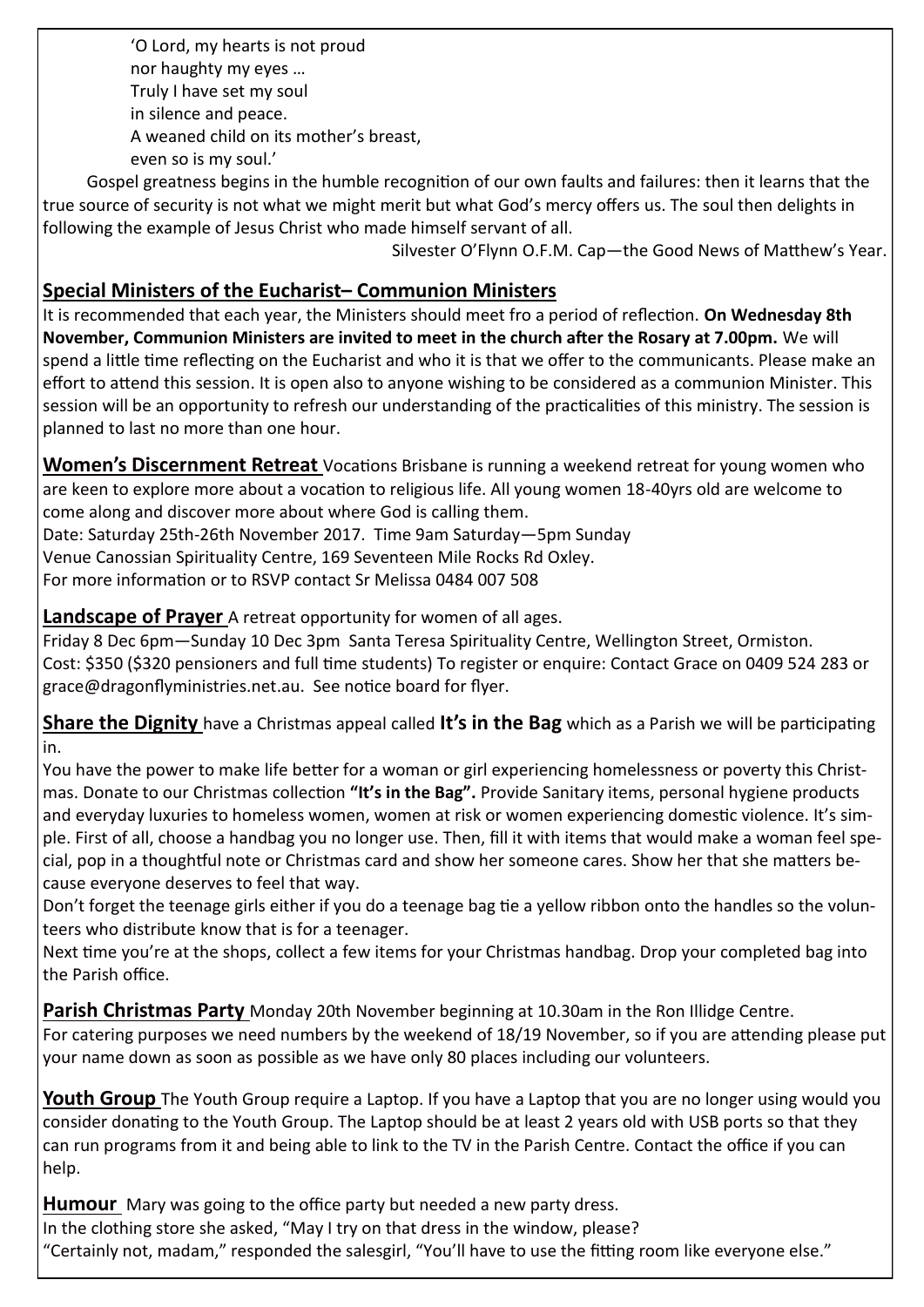'O Lord, my hearts is not proud
nor haughty my eyes …
Truly I have set my soul
in silence and peace.
A weaned child on its mother's breast,
even so is my soul.'

Gospel greatness begins in the humble recognition of our own faults and failures: then it learns that the true source of security is not what we might merit but what God's mercy offers us. The soul then delights in following the example of Jesus Christ who made himself servant of all.

Silvester O'Flynn O.F.M. Cap—the Good News of Matthew's Year.

## Special Ministers of the Eucharist– Communion Ministers

It is recommended that each year, the Ministers should meet fro a period of reflection. **On Wednesday 8th November, Communion Ministers are invited to meet in the church after the Rosary at 7.00pm.** We will spend a little time reflecting on the Eucharist and who it is that we offer to the communicants. Please make an effort to attend this session. It is open also to anyone wishing to be considered as a communion Minister. This session will be an opportunity to refresh our understanding of the practicalities of this ministry. The session is planned to last no more than one hour.

**Women's Discernment Retreat** Vocations Brisbane is running a weekend retreat for young women who are keen to explore more about a vocation to religious life. All young women 18-40yrs old are welcome to come along and discover more about where God is calling them.
Date: Saturday 25th-26th November 2017. Time 9am Saturday—5pm Sunday
Venue Canossian Spirituality Centre, 169 Seventeen Mile Rocks Rd Oxley.
For more information or to RSVP contact Sr Melissa 0484 007 508

**Landscape of Prayer** A retreat opportunity for women of all ages.
Friday 8 Dec 6pm—Sunday 10 Dec 3pm Santa Teresa Spirituality Centre, Wellington Street, Ormiston.
Cost: $350 ($320 pensioners and full time students) To register or enquire: Contact Grace on 0409 524 283 or grace@dragonflyministries.net.au. See notice board for flyer.

**Share the Dignity** have a Christmas appeal called **It's in the Bag** which as a Parish we will be participating in.
You have the power to make life better for a woman or girl experiencing homelessness or poverty this Christmas. Donate to our Christmas collection **"It's in the Bag".** Provide Sanitary items, personal hygiene products and everyday luxuries to homeless women, women at risk or women experiencing domestic violence. It's simple. First of all, choose a handbag you no longer use. Then, fill it with items that would make a woman feel special, pop in a thoughtful note or Christmas card and show her someone cares. Show her that she matters because everyone deserves to feel that way.
Don't forget the teenage girls either if you do a teenage bag tie a yellow ribbon onto the handles so the volunteers who distribute know that is for a teenager.
Next time you're at the shops, collect a few items for your Christmas handbag. Drop your completed bag into the Parish office.

**Parish Christmas Party** Monday 20th November beginning at 10.30am in the Ron Illidge Centre.
For catering purposes we need numbers by the weekend of 18/19 November, so if you are attending please put your name down as soon as possible as we have only 80 places including our volunteers.

**Youth Group** The Youth Group require a Laptop. If you have a Laptop that you are no longer using would you consider donating to the Youth Group. The Laptop should be at least 2 years old with USB ports so that they can run programs from it and being able to link to the TV in the Parish Centre. Contact the office if you can help.

**Humour** Mary was going to the office party but needed a new party dress.
In the clothing store she asked, "May I try on that dress in the window, please?
"Certainly not, madam," responded the salesgirl, "You'll have to use the fitting room like everyone else."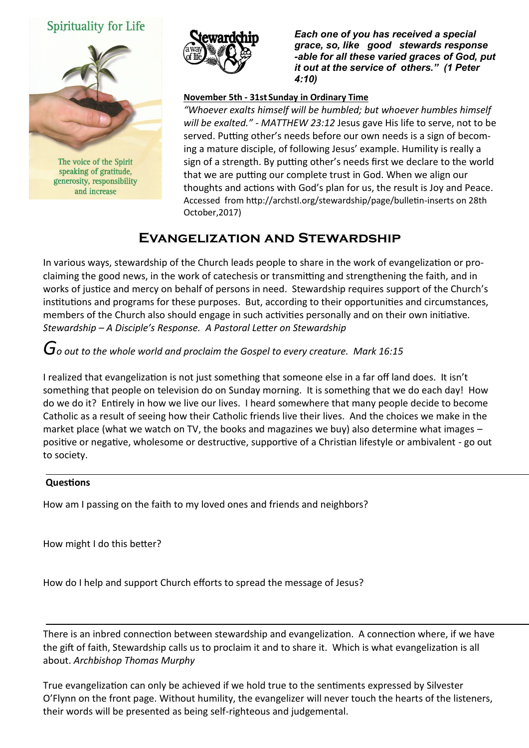Spirituality for Life

The voice of the Spirit speaking of gratitude, generosity, responsibility and increase

***Each one of you has received a special grace, so, like good stewards response -able for all these varied graces of God, put it out at the service of others." (1 Peter 4:10)***

**November 5th - 31st Sunday in Ordinary Time**

*"Whoever exalts himself will be humbled; but whoever humbles himself will be exalted." - MATTHEW 23:12* Jesus gave His life to serve, not to be served. Putting other's needs before our own needs is a sign of becoming a mature disciple, of following Jesus' example. Humility is really a sign of a strength. By putting other's needs first we declare to the world that we are putting our complete trust in God. When we align our thoughts and actions with God's plan for us, the result is Joy and Peace. Accessed from http://archstl.org/stewardship/page/bulletin-inserts on 28th October,2017)

## Evangelization and Stewardship

In various ways, stewardship of the Church leads people to share in the work of evangelization or proclaiming the good news, in the work of catechesis or transmitting and strengthening the faith, and in works of justice and mercy on behalf of persons in need. Stewardship requires support of the Church's institutions and programs for these purposes. But, according to their opportunities and circumstances, members of the Church also should engage in such activities personally and on their own initiative. *Stewardship – A Disciple's Response. A Pastoral Letter on Stewardship*

*Go out to the whole world and proclaim the Gospel to every creature. Mark 16:15*

I realized that evangelization is not just something that someone else in a far off land does. It isn't something that people on television do on Sunday morning. It is something that we do each day! How do we do it? Entirely in how we live our lives. I heard somewhere that many people decide to become Catholic as a result of seeing how their Catholic friends live their lives. And the choices we make in the market place (what we watch on TV, the books and magazines we buy) also determine what images – positive or negative, wholesome or destructive, supportive of a Christian lifestyle or ambivalent - go out to society.

---

**Questions**

How am I passing on the faith to my loved ones and friends and neighbors?

How might I do this better?

How do I help and support Church efforts to spread the message of Jesus?

---

There is an inbred connection between stewardship and evangelization. A connection where, if we have the gift of faith, Stewardship calls us to proclaim it and to share it. Which is what evangelization is all about. *Archbishop Thomas Murphy*

True evangelization can only be achieved if we hold true to the sentiments expressed by Silvester O'Flynn on the front page. Without humility, the evangelizer will never touch the hearts of the listeners, their words will be presented as being self-righteous and judgemental.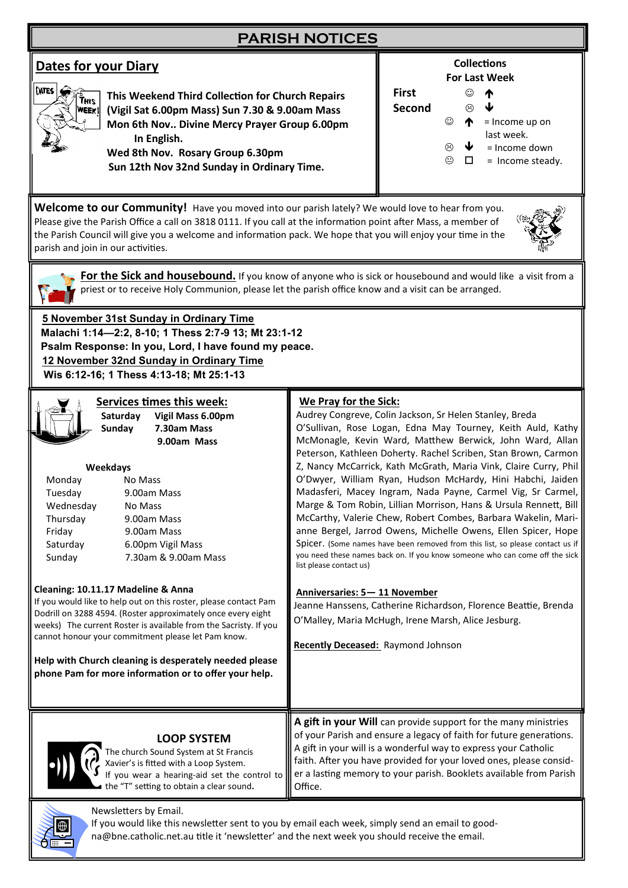# PARISH NOTICES

## Dates for your Diary

**This Weekend Third Collection for Church Repairs (Vigil Sat 6.00pm Mass) Sun 7.30 & 9.00am Mass**
**Mon 6th Nov.. Divine Mercy Prayer Group 6.00pm In English.**
**Wed 8th Nov. Rosary Group 6.30pm**
**Sun 12th Nov 32nd Sunday in Ordinary Time.**

**Collections For Last Week**

**First** ☺ ↑
**Second** ☹ ↓

☺ ↑ = Income up on last week.
☹ ↓ = Income down
😐 ☐ = Income steady.

**Welcome to our Community!** Have you moved into our parish lately? We would love to hear from you. Please give the Parish Office a call on 3818 0111. If you call at the information point after Mass, a member of the Parish Council will give you a welcome and information pack. We hope that you will enjoy your time in the parish and join in our activities.

**For the Sick and housebound.** If you know of anyone who is sick or housebound and would like a visit from a priest or to receive Holy Communion, please let the parish office know and a visit can be arranged.

**5 November 31st Sunday in Ordinary Time**
**Malachi 1:14—2:2, 8-10; 1 Thess 2:7-9 13; Mt 23:1-12**
**Psalm Response: In you, Lord, I have found my peace.**
**12 November 32nd Sunday in Ordinary Time**
**Wis 6:12-16; 1 Thess 4:13-18; Mt 25:1-13**

## Services times this week:

**Saturday** **Vigil Mass 6.00pm**
**Sunday** **7.30am Mass**
**9.00am Mass**

**Weekdays**

| | |
|---|---|
| Monday | No Mass |
| Tuesday | 9.00am Mass |
| Wednesday | No Mass |
| Thursday | 9.00am Mass |
| Friday | 9.00am Mass |
| Saturday | 6.00pm Vigil Mass |
| Sunday | 7.30am & 9.00am Mass |

**Cleaning: 10.11.17 Madeline & Anna**
If you would like to help out on this roster, please contact Pam Dodrill on 3288 4594. (Roster approximately once every eight weeks) The current Roster is available from the Sacristy. If you cannot honour your commitment please let Pam know.

**Help with Church cleaning is desperately needed please phone Pam for more information or to offer your help.**

## We Pray for the Sick:

Audrey Congreve, Colin Jackson, Sr Helen Stanley, Breda O'Sullivan, Rose Logan, Edna May Tourney, Keith Auld, Kathy McMonagle, Kevin Ward, Matthew Berwick, John Ward, Allan Peterson, Kathleen Doherty. Rachel Scriben, Stan Brown, Carmon Z, Nancy McCarrick, Kath McGrath, Maria Vink, Claire Curry, Phil O'Dwyer, William Ryan, Hudson McHardy, Hini Habchi, Jaiden Madasferi, Macey Ingram, Nada Payne, Carmel Vig, Sr Carmel, Marge & Tom Robin, Lillian Morrison, Hans & Ursula Rennett, Bill McCarthy, Valerie Chew, Robert Combes, Barbara Wakelin, Marianne Bergel, Jarrod Owens, Michelle Owens, Ellen Spicer, Hope Spicer. (Some names have been removed from this list, so please contact us if you need these names back on. If you know someone who can come off the sick list please contact us)

**Anniversaries: 5— 11 November**
Jeanne Hanssens, Catherine Richardson, Florence Beattie, Brenda O'Malley, Maria McHugh, Irene Marsh, Alice Jesburg.

**Recently Deceased:** Raymond Johnson

## LOOP SYSTEM

The church Sound System at St Francis Xavier's is fitted with a Loop System. If you wear a hearing-aid set the control to the "T" setting to obtain a clear sound.

**A gift in your Will** can provide support for the many ministries of your Parish and ensure a legacy of faith for future generations. A gift in your will is a wonderful way to express your Catholic faith. After you have provided for your loved ones, please consider a lasting memory to your parish. Booklets available from Parish Office.

Newsletters by Email.
If you would like this newsletter sent to you by email each week, simply send an email to goodna@bne.catholic.net.au title it 'newsletter' and the next week you should receive the email.